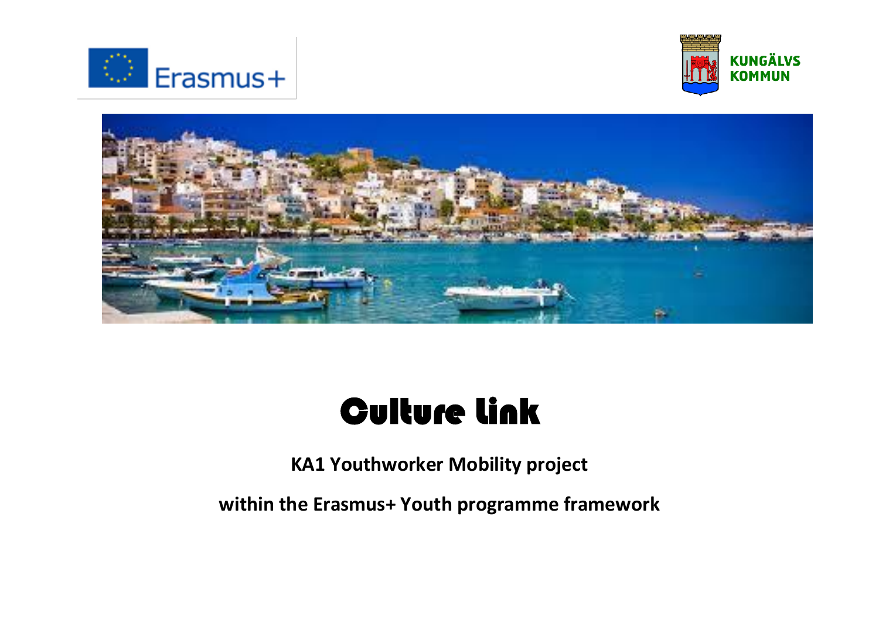Erasmus+

KUNGÄLVS KOMMUN

# Culture Link

**KA1 Youthworker Mobility project**

**within the Erasmus+ Youth programme framework**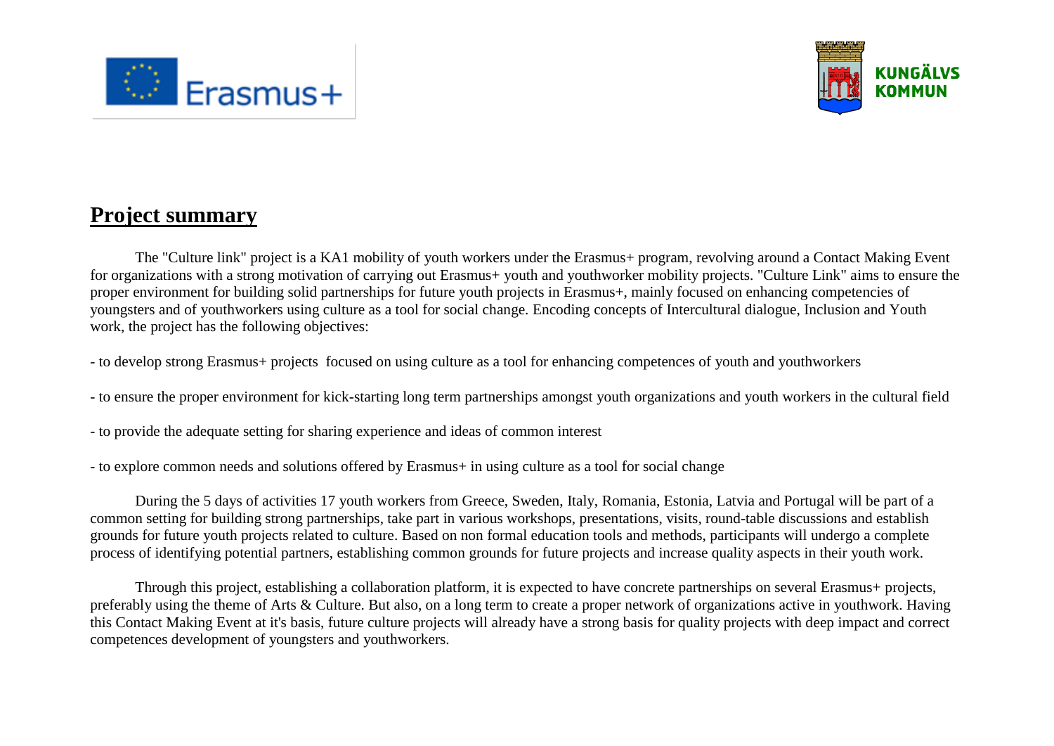## Project summary

The "Culture link" project is a KA1 mobility of youth workers under the Erasmus+ program, revolving around a Contact Making Event for organizations with a strong motivation of carrying out Erasmus+ youth and youthworker mobility projects. "Culture Link" aims to ensure the proper environment for building solid partnerships for future youth projects in Erasmus+, mainly focused on enhancing competencies of youngsters and of youthworkers using culture as a tool for social change. Encoding concepts of Intercultural dialogue, Inclusion and Youth work, the project has the following objectives:

- to develop strong Erasmus+ projects focused on using culture as a tool for enhancing competences of youth and youthworkers

- to ensure the proper environment for kick-starting long term partnerships amongst youth organizations and youth workers in the cultural field

- to provide the adequate setting for sharing experience and ideas of common interest

- to explore common needs and solutions offered by Erasmus+ in using culture as a tool for social change

During the 5 days of activities 17 youth workers from Greece, Sweden, Italy, Romania, Estonia, Latvia and Portugal will be part of a common setting for building strong partnerships, take part in various workshops, presentations, visits, round-table discussions and establish grounds for future youth projects related to culture. Based on non formal education tools and methods, participants will undergo a complete process of identifying potential partners, establishing common grounds for future projects and increase quality aspects in their youth work.

Through this project, establishing a collaboration platform, it is expected to have concrete partnerships on several Erasmus+ projects, preferably using the theme of Arts & Culture. But also, on a long term to create a proper network of organizations active in youthwork. Having this Contact Making Event at it's basis, future culture projects will already have a strong basis for quality projects with deep impact and correct competences development of youngsters and youthworkers.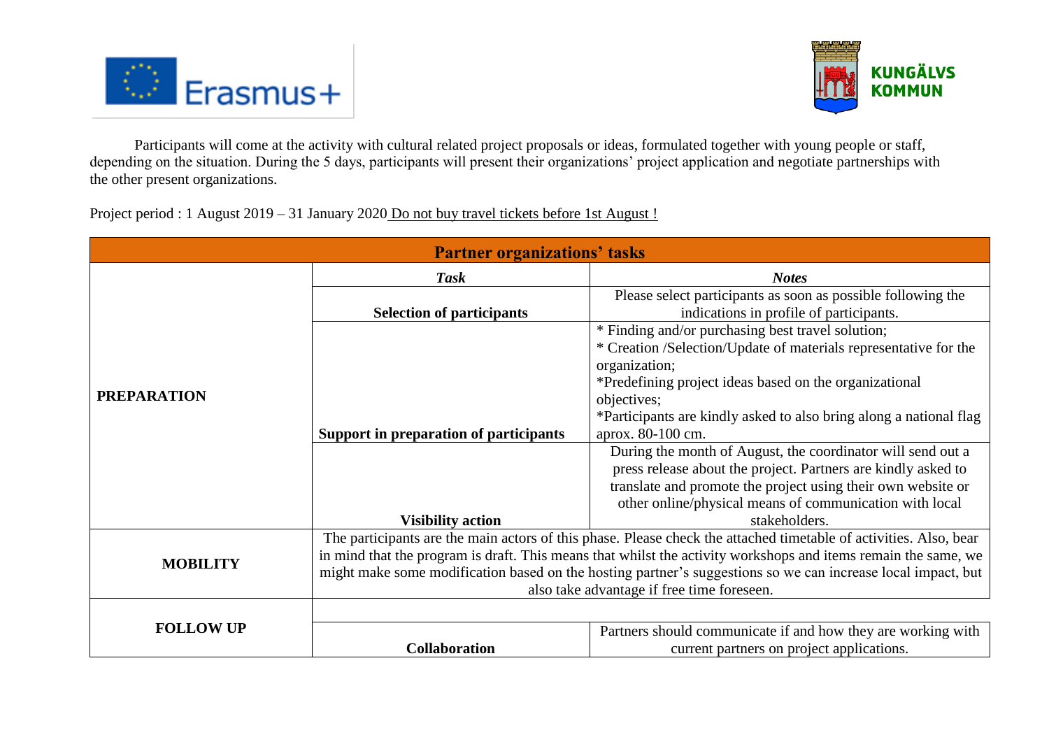Participants will come at the activity with cultural related project proposals or ideas, formulated together with young people or staff, depending on the situation. During the 5 days, participants will present their organizations' project application and negotiate partnerships with the other present organizations.

Project period : 1 August 2019 – 31 January 2020 <u>Do not buy travel tickets before 1st August !</u>

| **Partner organizations' tasks** | | |
|---|---|---|
| | ***Task*** | ***Notes*** |
| **PREPARATION** | **Selection of participants** | Please select participants as soon as possible following the indications in profile of participants. |
| | **Support in preparation of participants** | * Finding and/or purchasing best travel solution;<br>* Creation /Selection/Update of materials representative for the organization;<br>*Predefining project ideas based on the organizational objectives;<br>*Participants are kindly asked to also bring along a national flag aprox. 80-100 cm. |
| | **Visibility action** | During the month of August, the coordinator will send out a press release about the project. Partners are kindly asked to translate and promote the project using their own website or other online/physical means of communication with local stakeholders. |
| **MOBILITY** | The participants are the main actors of this phase. Please check the attached timetable of activities. Also, bear in mind that the program is draft. This means that whilst the activity workshops and items remain the same, we might make some modification based on the hosting partner's suggestions so we can increase local impact, but also take advantage if free time foreseen. | |
| **FOLLOW UP** | | |
| | **Collaboration** | Partners should communicate if and how they are working with current partners on project applications. |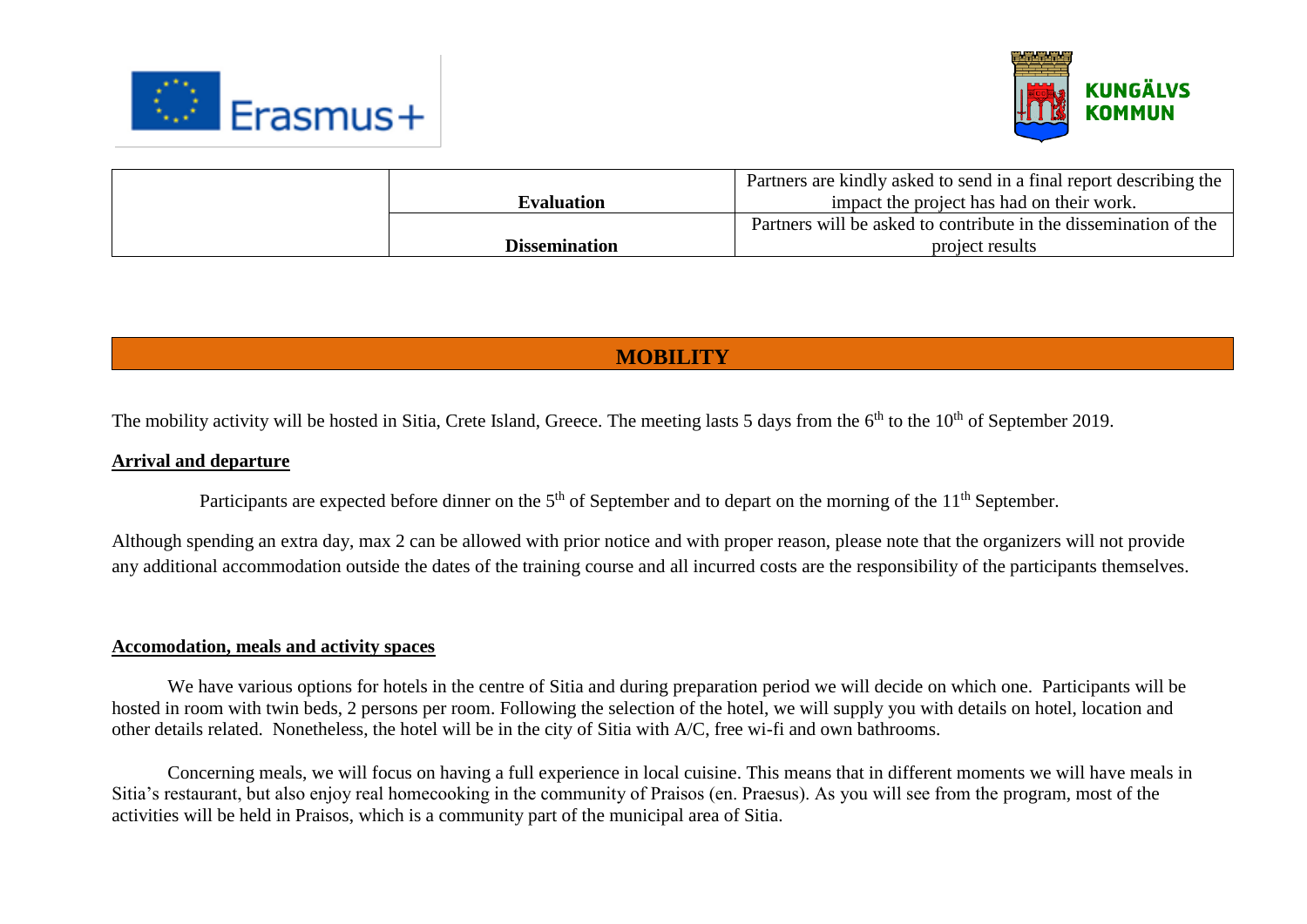| | | |
|---|---|---|
| | **Evaluation** | Partners are kindly asked to send in a final report describing the impact the project has had on their work. |
| | **Dissemination** | Partners will be asked to contribute in the dissemination of the project results |

## MOBILITY

The mobility activity will be hosted in Sitia, Crete Island, Greece. The meeting lasts 5 days from the 6th to the 10th of September 2019.

**Arrival and departure**

Participants are expected before dinner on the 5th of September and to depart on the morning of the 11th September.

Although spending an extra day, max 2 can be allowed with prior notice and with proper reason, please note that the organizers will not provide any additional accommodation outside the dates of the training course and all incurred costs are the responsibility of the participants themselves.

**Accomodation, meals and activity spaces**

We have various options for hotels in the centre of Sitia and during preparation period we will decide on which one. Participants will be hosted in room with twin beds, 2 persons per room. Following the selection of the hotel, we will supply you with details on hotel, location and other details related. Nonetheless, the hotel will be in the city of Sitia with A/C, free wi-fi and own bathrooms.

Concerning meals, we will focus on having a full experience in local cuisine. This means that in different moments we will have meals in Sitia's restaurant, but also enjoy real homecooking in the community of Praisos (en. Praesus). As you will see from the program, most of the activities will be held in Praisos, which is a community part of the municipal area of Sitia.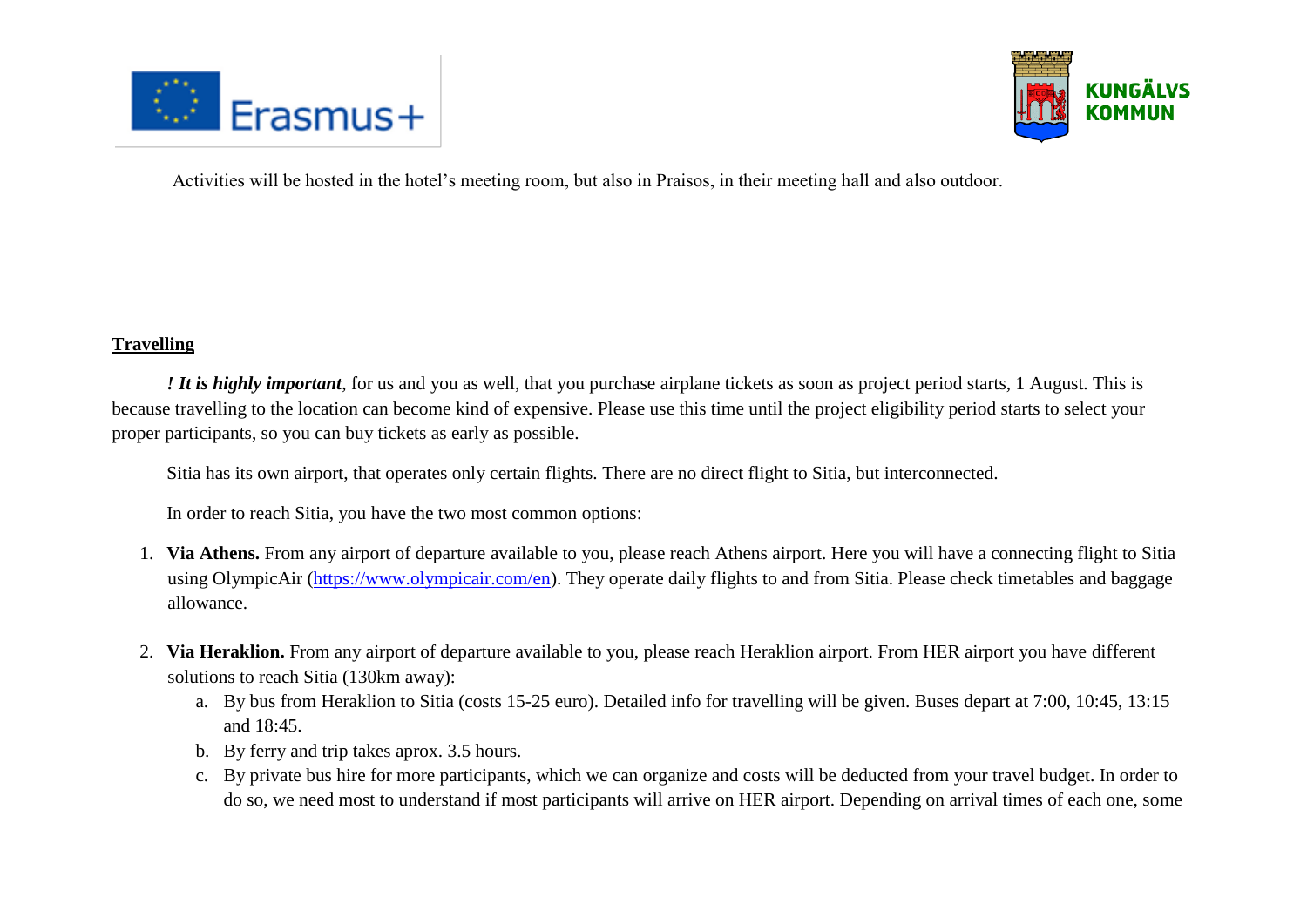Activities will be hosted in the hotel's meeting room, but also in Praisos, in their meeting hall and also outdoor.

**Travelling**

***! It is highly important***, for us and you as well, that you purchase airplane tickets as soon as project period starts, 1 August. This is because travelling to the location can become kind of expensive. Please use this time until the project eligibility period starts to select your proper participants, so you can buy tickets as early as possible.

Sitia has its own airport, that operates only certain flights. There are no direct flight to Sitia, but interconnected.

In order to reach Sitia, you have the two most common options:

1. **Via Athens.** From any airport of departure available to you, please reach Athens airport. Here you will have a connecting flight to Sitia using OlympicAir ([https://www.olympicair.com/en](https://www.olympicair.com/en)). They operate daily flights to and from Sitia. Please check timetables and baggage allowance.

2. **Via Heraklion.** From any airport of departure available to you, please reach Heraklion airport. From HER airport you have different solutions to reach Sitia (130km away):
   a. By bus from Heraklion to Sitia (costs 15-25 euro). Detailed info for travelling will be given. Buses depart at 7:00, 10:45, 13:15 and 18:45.
   b. By ferry and trip takes aprox. 3.5 hours.
   c. By private bus hire for more participants, which we can organize and costs will be deducted from your travel budget. In order to do so, we need most to understand if most participants will arrive on HER airport. Depending on arrival times of each one, some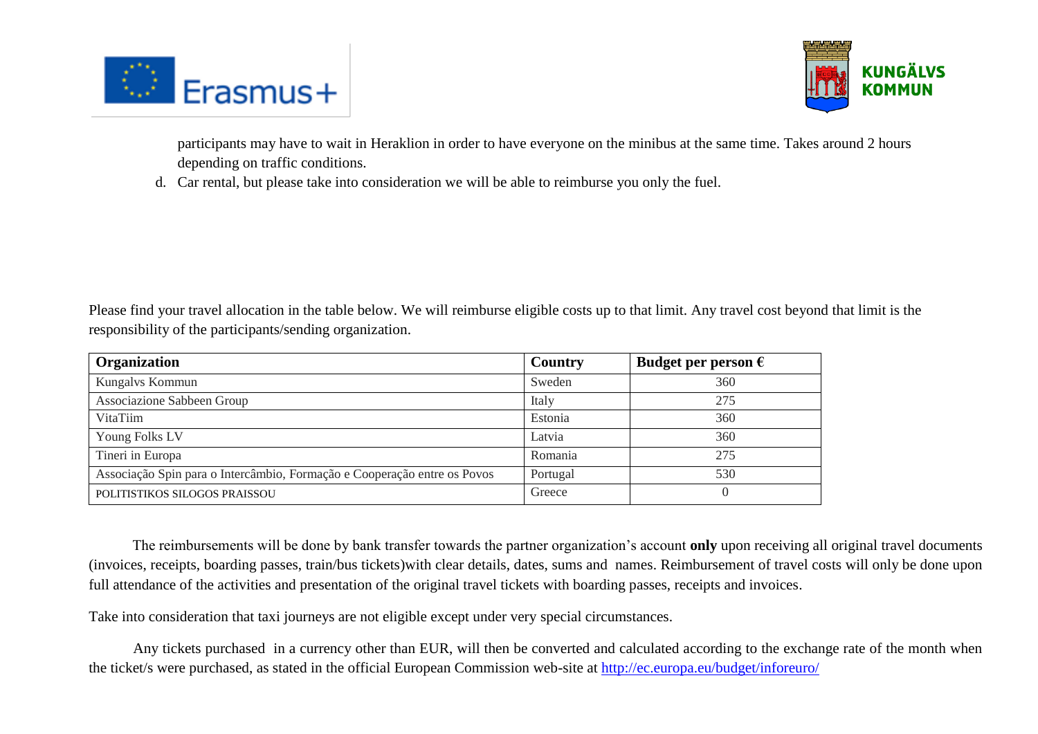participants may have to wait in Heraklion in order to have everyone on the minibus at the same time. Takes around 2 hours depending on traffic conditions.

d. Car rental, but please take into consideration we will be able to reimburse you only the fuel.

Please find your travel allocation in the table below. We will reimburse eligible costs up to that limit. Any travel cost beyond that limit is the responsibility of the participants/sending organization.

| Organization | Country | Budget per person € |
|---|---|---|
| Kungalvs Kommun | Sweden | 360 |
| Associazione Sabbeen Group | Italy | 275 |
| VitaTiim | Estonia | 360 |
| Young Folks LV | Latvia | 360 |
| Tineri in Europa | Romania | 275 |
| Associação Spin para o Intercâmbio, Formação e Cooperação entre os Povos | Portugal | 530 |
| POLITISTIKOS SILOGOS PRAISSOU | Greece | 0 |

The reimbursements will be done by bank transfer towards the partner organization's account **only** upon receiving all original travel documents (invoices, receipts, boarding passes, train/bus tickets)with clear details, dates, sums and names. Reimbursement of travel costs will only be done upon full attendance of the activities and presentation of the original travel tickets with boarding passes, receipts and invoices.

Take into consideration that taxi journeys are not eligible except under very special circumstances.

Any tickets purchased in a currency other than EUR, will then be converted and calculated according to the exchange rate of the month when the ticket/s were purchased, as stated in the official European Commission web-site at http://ec.europa.eu/budget/inforeuro/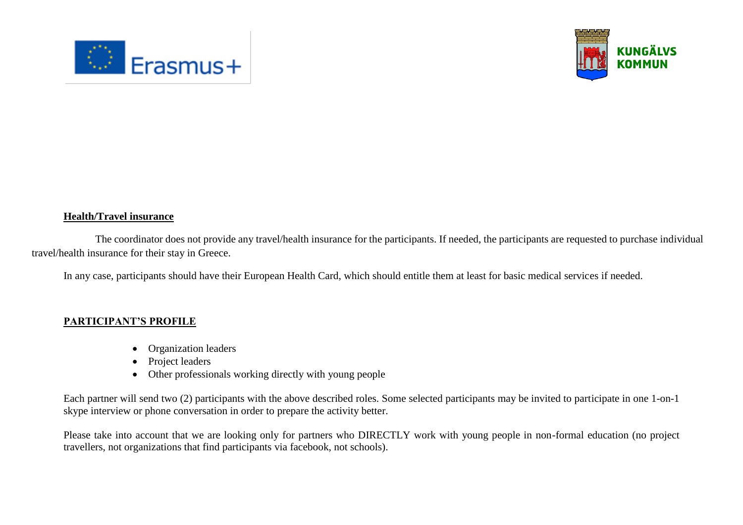**Health/Travel insurance**

The coordinator does not provide any travel/health insurance for the participants. If needed, the participants are requested to purchase individual travel/health insurance for their stay in Greece.

In any case, participants should have their European Health Card, which should entitle them at least for basic medical services if needed.

**PARTICIPANT'S PROFILE**

- Organization leaders
- Project leaders
- Other professionals working directly with young people

Each partner will send two (2) participants with the above described roles. Some selected participants may be invited to participate in one 1-on-1 skype interview or phone conversation in order to prepare the activity better.

Please take into account that we are looking only for partners who DIRECTLY work with young people in non-formal education (no project travellers, not organizations that find participants via facebook, not schools).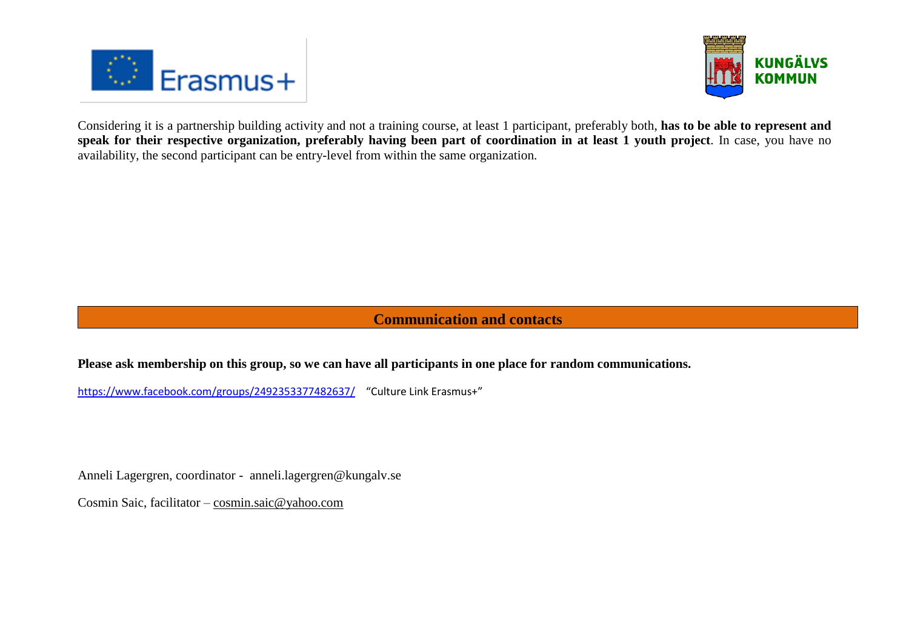Considering it is a partnership building activity and not a training course, at least 1 participant, preferably both, **has to be able to represent and speak for their respective organization, preferably having been part of coordination in at least 1 youth project**. In case, you have no availability, the second participant can be entry-level from within the same organization.

## Communication and contacts

**Please ask membership on this group, so we can have all participants in one place for random communications.**

https://www.facebook.com/groups/2492353377482637/ "Culture Link Erasmus+"

Anneli Lagergren, coordinator - anneli.lagergren@kungalv.se

Cosmin Saic, facilitator – cosmin.saic@yahoo.com